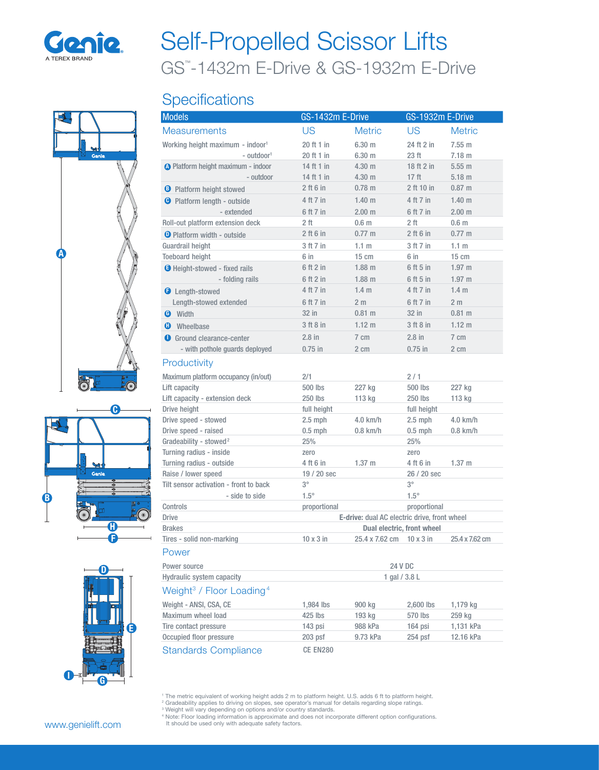# Self-Propelled Scissor Lifts

## GS™-1432m E-Drive & GS-1932m E-Drive

## Specifications

| Models | GS-1432m E-Drive | | GS-1932m E-Drive | |
|---|---|---|---|---|
| **Measurements** | US | Metric | US | Metric |
| Working height maximum - indoor[1] | 20 ft 1 in | 6.30 m | 24 ft 2 in | 7.55 m |
| - outdoor[1] | 20 ft 1 in | 6.30 m | 23 ft | 7.18 m |
| A Platform height maximum - indoor | 14 ft 1 in | 4.30 m | 18 ft 2 in | 5.55 m |
| - outdoor | 14 ft 1 in | 4.30 m | 17 ft | 5.18 m |
| B Platform height stowed | 2 ft 6 in | 0.78 m | 2 ft 10 in | 0.87 m |
| C Platform length - outside | 4 ft 7 in | 1.40 m | 4 ft 7 in | 1.40 m |
| - extended | 6 ft 7 in | 2.00 m | 6 ft 7 in | 2.00 m |
| Roll-out platform extension deck | 2 ft | 0.6 m | 2 ft | 0.6 m |
| D Platform width - outside | 2 ft 6 in | 0.77 m | 2 ft 6 in | 0.77 m |
| Guardrail height | 3 ft 7 in | 1.1 m | 3 ft 7 in | 1.1 m |
| Toeboard height | 6 in | 15 cm | 6 in | 15 cm |
| E Height-stowed - fixed rails | 6 ft 2 in | 1.88 m | 6 ft 5 in | 1.97 m |
| - folding rails | 6 ft 2 in | 1.88 m | 6 ft 5 in | 1.97 m |
| F Length-stowed | 4 ft 7 in | 1.4 m | 4 ft 7 in | 1.4 m |
| Length-stowed extended | 6 ft 7 in | 2 m | 6 ft 7 in | 2 m |
| G Width | 32 in | 0.81 m | 32 in | 0.81 m |
| H Wheelbase | 3 ft 8 in | 1.12 m | 3 ft 8 in | 1.12 m |
| I Ground clearance-center | 2.8 in | 7 cm | 2.8 in | 7 cm |
| - with pothole guards deployed | 0.75 in | 2 cm | 0.75 in | 2 cm |
| **Productivity** | | | | |
| Maximum platform occupancy (in/out) | 2/1 | | 2 / 1 | |
| Lift capacity | 500 lbs | 227 kg | 500 lbs | 227 kg |
| Lift capacity - extension deck | 250 lbs | 113 kg | 250 lbs | 113 kg |
| Drive height | full height | | full height | |
| Drive speed - stowed | 2.5 mph | 4.0 km/h | 2.5 mph | 4.0 km/h |
| Drive speed - raised | 0.5 mph | 0.8 km/h | 0.5 mph | 0.8 km/h |
| Gradeability - stowed[2] | 25% | | 25% | |
| Turning radius - inside | zero | | zero | |
| Turning radius - outside | 4 ft 6 in | 1.37 m | 4 ft 6 in | 1.37 m |
| Raise / lower speed | 19 / 20 sec | | 26 / 20 sec | |
| Tilt sensor activation - front to back | 3° | | 3° | |
| - side to side | 1.5° | | 1.5° | |
| Controls | proportional | | proportional | |
| Drive | **E-drive:** dual AC electric drive, front wheel | | | |
| Brakes | **Dual electric, front wheel** | | | |
| Tires - solid non-marking | 10 x 3 in | 25.4 x 7.62 cm | 10 x 3 in | 25.4 x 7.62 cm |
| **Power** | | | | |
| Power source | 24 V DC | | | |
| Hydraulic system capacity | 1 gal / 3.8 L | | | |
| **Weight[3] / Floor Loading[4]** | | | | |
| Weight - ANSI, CSA, CE | 1,984 lbs | 900 kg | 2,600 lbs | 1,179 kg |
| Maximum wheel load | 425 lbs | 193 kg | 570 lbs | 259 kg |
| Tire contact pressure | 143 psi | 988 kPa | 164 psi | 1,131 kPa |
| Occupied floor pressure | 203 psf | 9.73 kPa | 254 psf | 12.16 kPa |
| **Standards Compliance** | CE EN280 | | | |

[1] The metric equivalent of working height adds 2 m to platform height. U.S. adds 6 ft to platform height.
[2] Gradeability applies to driving on slopes, see operator's manual for details regarding slope ratings.
[3] Weight will vary depending on options and/or country standards.
[4] Note: Floor loading information is approximate and does not incorporate different option configurations. It should be used only with adequate safety factors.

www.genielift.com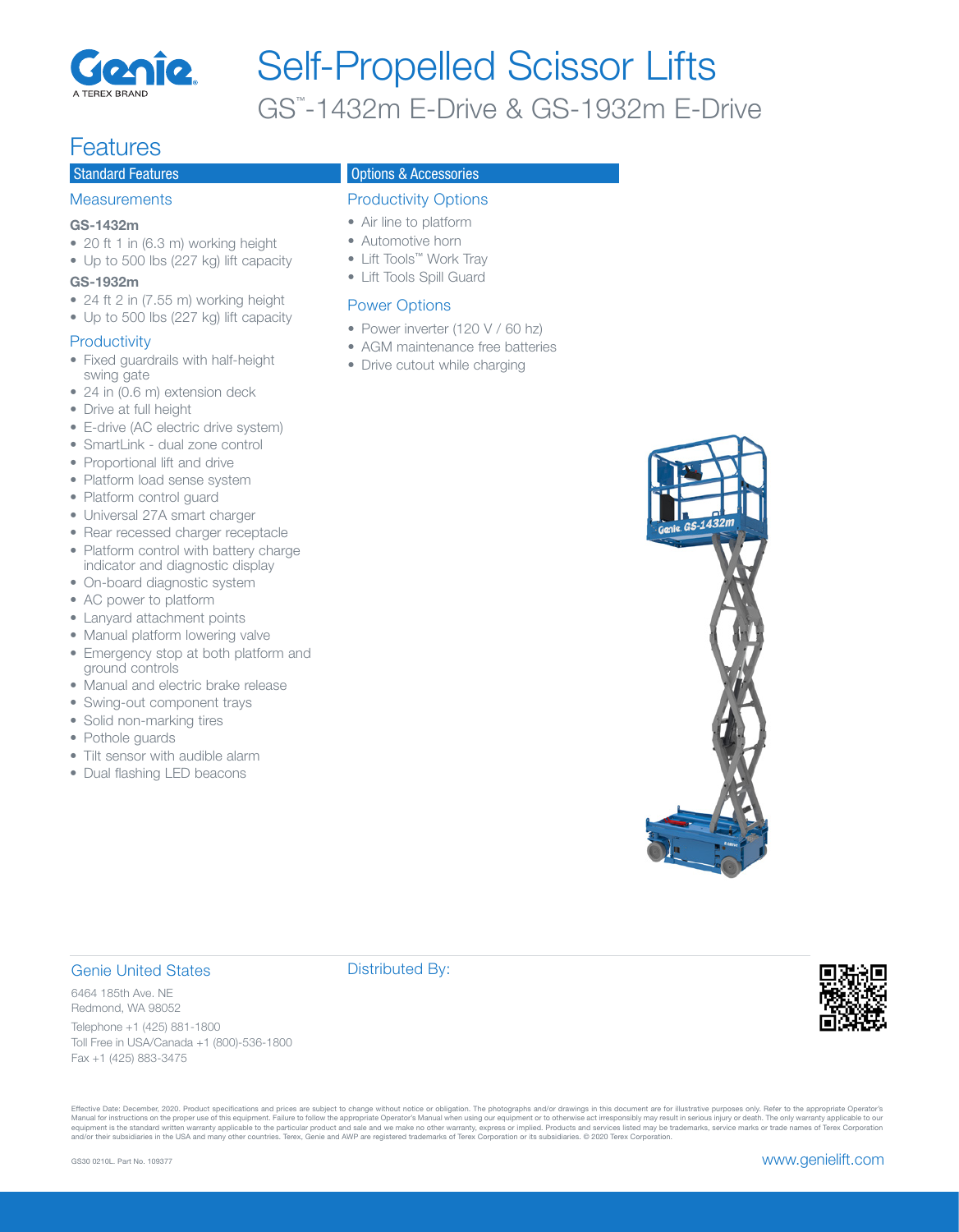Genie
A TEREX BRAND

# Self-Propelled Scissor Lifts

## GS™-1432m E-Drive & GS-1932m E-Drive

## Features

### Standard Features

#### Measurements

**GS-1432m**

- 20 ft 1 in (6.3 m) working height
- Up to 500 lbs (227 kg) lift capacity

**GS-1932m**

- 24 ft 2 in (7.55 m) working height
- Up to 500 lbs (227 kg) lift capacity

#### Productivity

- Fixed guardrails with half-height swing gate
- 24 in (0.6 m) extension deck
- Drive at full height
- E-drive (AC electric drive system)
- SmartLink - dual zone control
- Proportional lift and drive
- Platform load sense system
- Platform control guard
- Universal 27A smart charger
- Rear recessed charger receptacle
- Platform control with battery charge indicator and diagnostic display
- On-board diagnostic system
- AC power to platform
- Lanyard attachment points
- Manual platform lowering valve
- Emergency stop at both platform and ground controls
- Manual and electric brake release
- Swing-out component trays
- Solid non-marking tires
- Pothole guards
- Tilt sensor with audible alarm
- Dual flashing LED beacons

### Options & Accessories

#### Productivity Options

- Air line to platform
- Automotive horn
- Lift Tools™ Work Tray
- Lift Tools Spill Guard

#### Power Options

- Power inverter (120 V / 60 hz)
- AGM maintenance free batteries
- Drive cutout while charging

#### Genie United States

6464 185th Ave. NE
Redmond, WA 98052

Telephone +1 (425) 881-1800
Toll Free in USA/Canada +1 (800)-536-1800
Fax +1 (425) 883-3475

Distributed By:

Effective Date: December, 2020. Product specifications and prices are subject to change without notice or obligation. The photographs and/or drawings in this document are for illustrative purposes only. Refer to the appropriate Operator's Manual for instructions on the proper use of this equipment. Failure to follow the appropriate Operator's Manual when using our equipment or to otherwise act irresponsibly may result in serious injury or death. The only warranty applicable to our equipment is the standard written warranty applicable to the particular product and sale and we make no other warranty, express or implied. Products and services listed may be trademarks, service marks or trade names of Terex Corporation and/or their subsidiaries in the USA and many other countries. Terex, Genie and AWP are registered trademarks of Terex Corporation or its subsidiaries. © 2020 Terex Corporation.

GS30 0210L. Part No. 109377

www.genielift.com